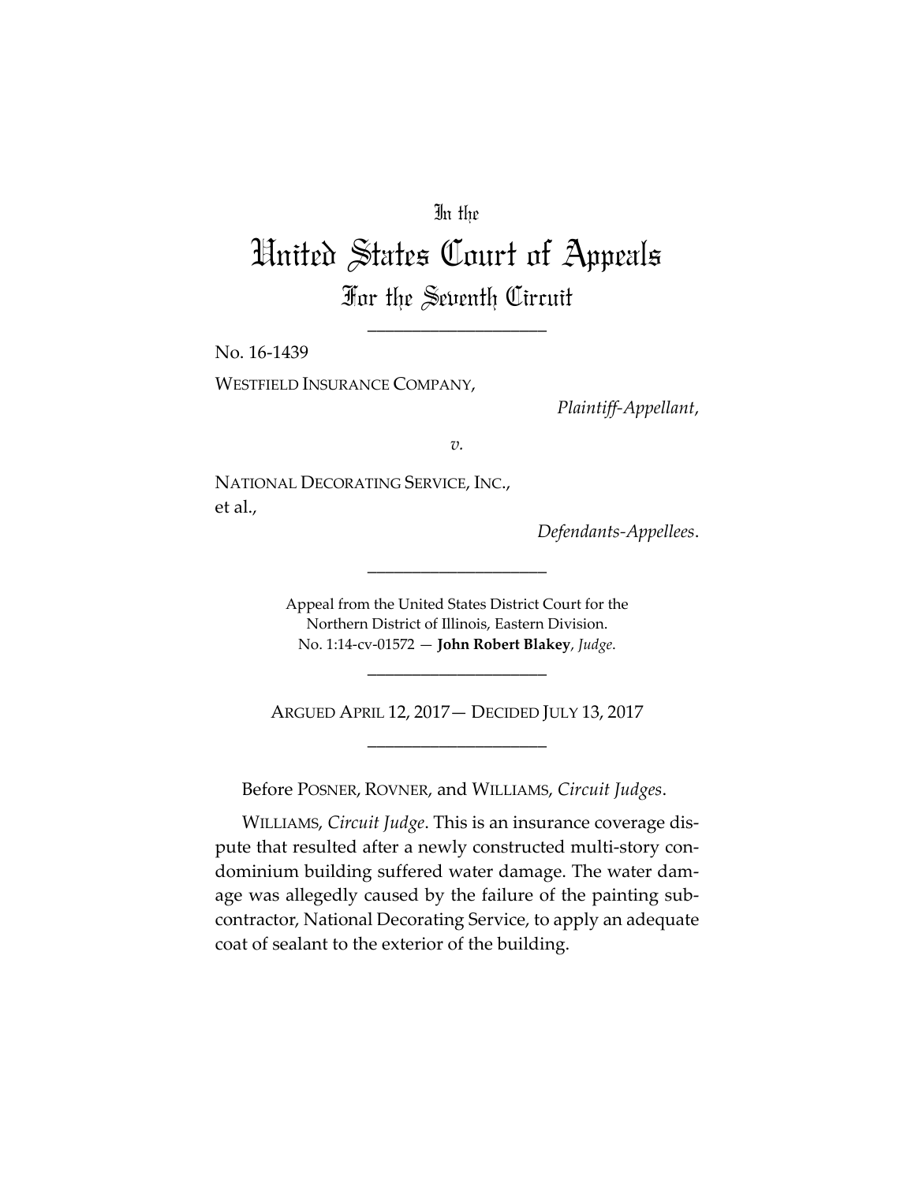In the

# United States Court of Appeals

## For the Seventh Circuit

---

No. 16-1439

WESTFIELD INSURANCE COMPANY,

*Plaintiff-Appellant*,

*v.*

NATIONAL DECORATING SERVICE, INC., et al.,

*Defendants-Appellees*.

---

Appeal from the United States District Court for the Northern District of Illinois, Eastern Division.
No. 1:14-cv-01572 — **John Robert Blakey**, *Judge*.

---

ARGUED APRIL 12, 2017 — DECIDED JULY 13, 2017

---

Before POSNER, ROVNER, and WILLIAMS, *Circuit Judges*.

WILLIAMS, *Circuit Judge*. This is an insurance coverage dispute that resulted after a newly constructed multi-story condominium building suffered water damage. The water damage was allegedly caused by the failure of the painting subcontractor, National Decorating Service, to apply an adequate coat of sealant to the exterior of the building.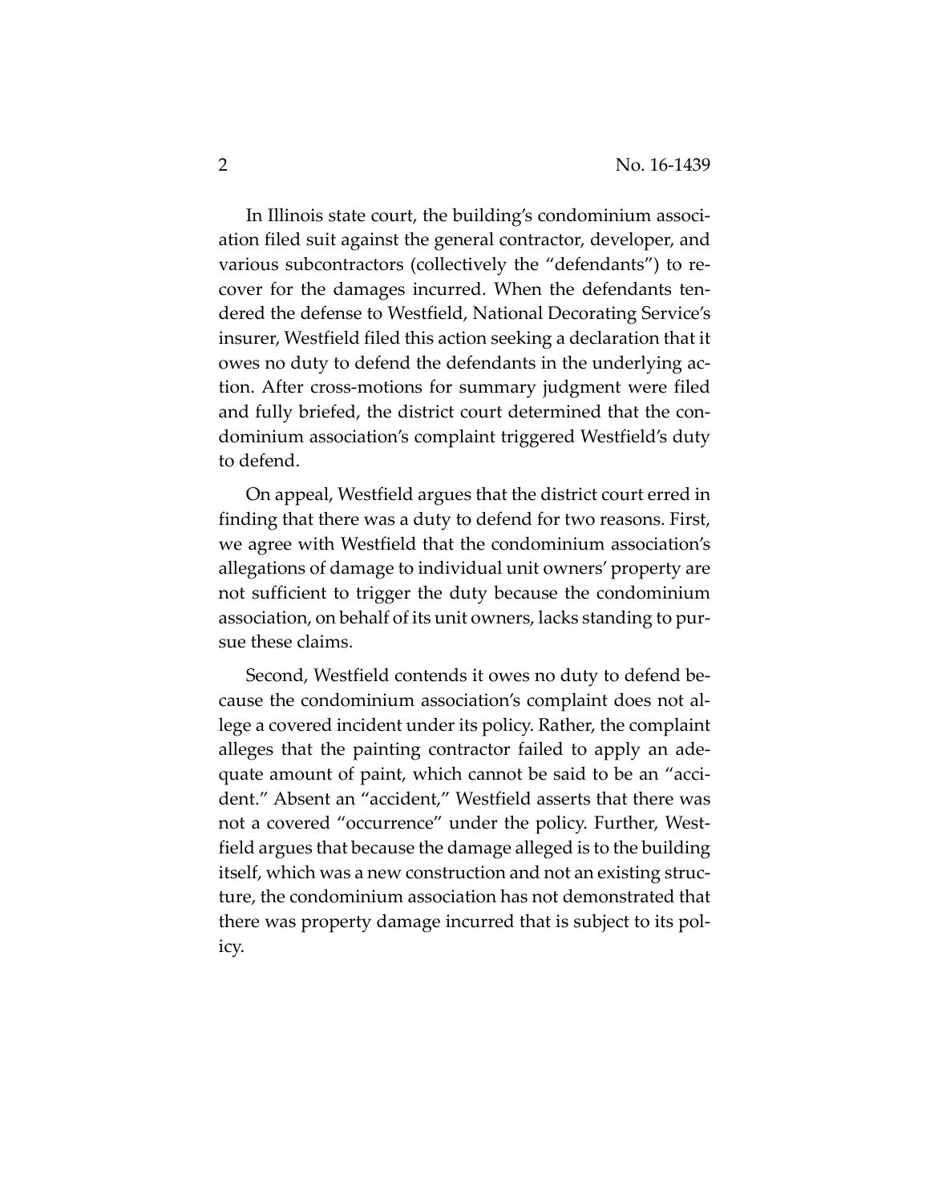In Illinois state court, the building's condominium association filed suit against the general contractor, developer, and various subcontractors (collectively the "defendants") to recover for the damages incurred. When the defendants tendered the defense to Westfield, National Decorating Service's insurer, Westfield filed this action seeking a declaration that it owes no duty to defend the defendants in the underlying action. After cross-motions for summary judgment were filed and fully briefed, the district court determined that the condominium association's complaint triggered Westfield's duty to defend.

On appeal, Westfield argues that the district court erred in finding that there was a duty to defend for two reasons. First, we agree with Westfield that the condominium association's allegations of damage to individual unit owners' property are not sufficient to trigger the duty because the condominium association, on behalf of its unit owners, lacks standing to pursue these claims.

Second, Westfield contends it owes no duty to defend because the condominium association's complaint does not allege a covered incident under its policy. Rather, the complaint alleges that the painting contractor failed to apply an adequate amount of paint, which cannot be said to be an "accident." Absent an "accident," Westfield asserts that there was not a covered "occurrence" under the policy. Further, Westfield argues that because the damage alleged is to the building itself, which was a new construction and not an existing structure, the condominium association has not demonstrated that there was property damage incurred that is subject to its policy.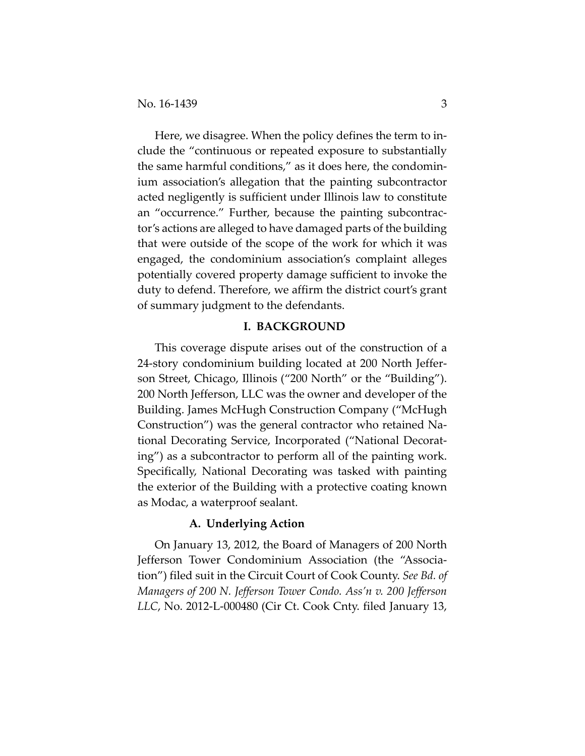Here, we disagree. When the policy defines the term to include the "continuous or repeated exposure to substantially the same harmful conditions," as it does here, the condominium association's allegation that the painting subcontractor acted negligently is sufficient under Illinois law to constitute an "occurrence." Further, because the painting subcontractor's actions are alleged to have damaged parts of the building that were outside of the scope of the work for which it was engaged, the condominium association's complaint alleges potentially covered property damage sufficient to invoke the duty to defend. Therefore, we affirm the district court's grant of summary judgment to the defendants.

## I. BACKGROUND

This coverage dispute arises out of the construction of a 24-story condominium building located at 200 North Jefferson Street, Chicago, Illinois ("200 North" or the "Building"). 200 North Jefferson, LLC was the owner and developer of the Building. James McHugh Construction Company ("McHugh Construction") was the general contractor who retained National Decorating Service, Incorporated ("National Decorating") as a subcontractor to perform all of the painting work. Specifically, National Decorating was tasked with painting the exterior of the Building with a protective coating known as Modac, a waterproof sealant.

### A. Underlying Action

On January 13, 2012, the Board of Managers of 200 North Jefferson Tower Condominium Association (the "Association") filed suit in the Circuit Court of Cook County. *See Bd. of Managers of 200 N. Jefferson Tower Condo. Ass'n v. 200 Jefferson LLC*, No. 2012-L-000480 (Cir Ct. Cook Cnty. filed January 13,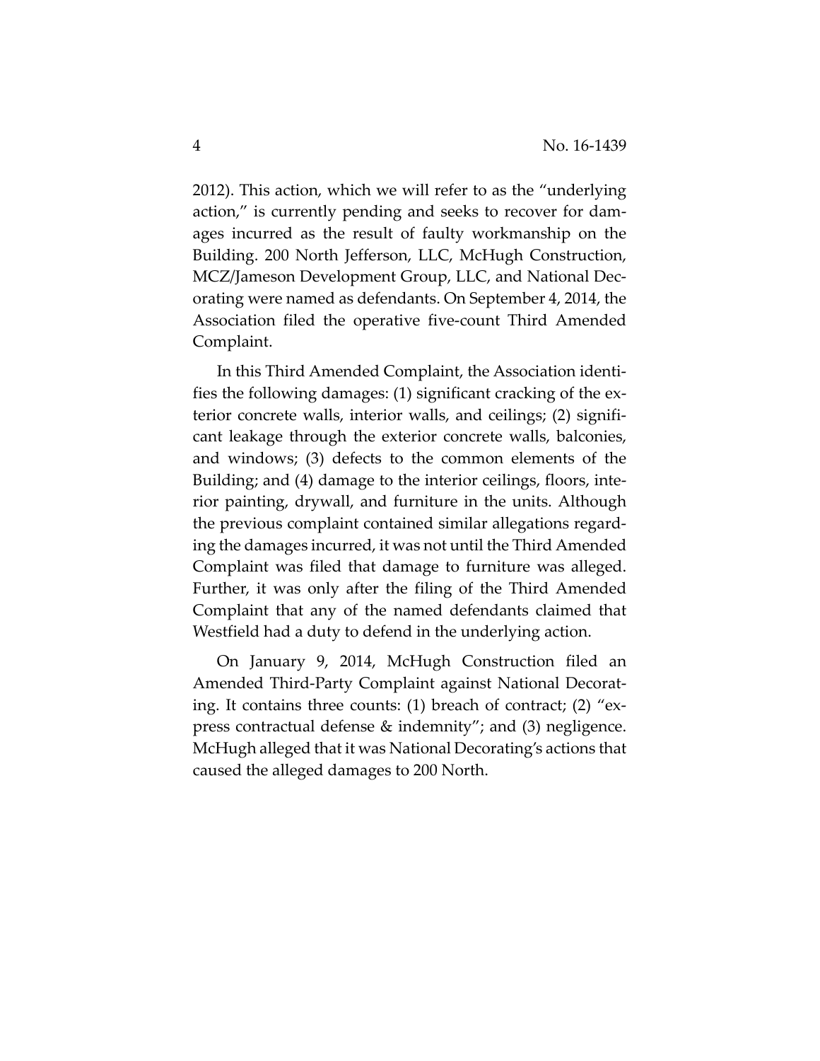2012). This action, which we will refer to as the "underlying action," is currently pending and seeks to recover for damages incurred as the result of faulty workmanship on the Building. 200 North Jefferson, LLC, McHugh Construction, MCZ/Jameson Development Group, LLC, and National Decorating were named as defendants. On September 4, 2014, the Association filed the operative five-count Third Amended Complaint.

In this Third Amended Complaint, the Association identifies the following damages: (1) significant cracking of the exterior concrete walls, interior walls, and ceilings; (2) significant leakage through the exterior concrete walls, balconies, and windows; (3) defects to the common elements of the Building; and (4) damage to the interior ceilings, floors, interior painting, drywall, and furniture in the units. Although the previous complaint contained similar allegations regarding the damages incurred, it was not until the Third Amended Complaint was filed that damage to furniture was alleged. Further, it was only after the filing of the Third Amended Complaint that any of the named defendants claimed that Westfield had a duty to defend in the underlying action.

On January 9, 2014, McHugh Construction filed an Amended Third-Party Complaint against National Decorating. It contains three counts: (1) breach of contract; (2) "express contractual defense & indemnity"; and (3) negligence. McHugh alleged that it was National Decorating's actions that caused the alleged damages to 200 North.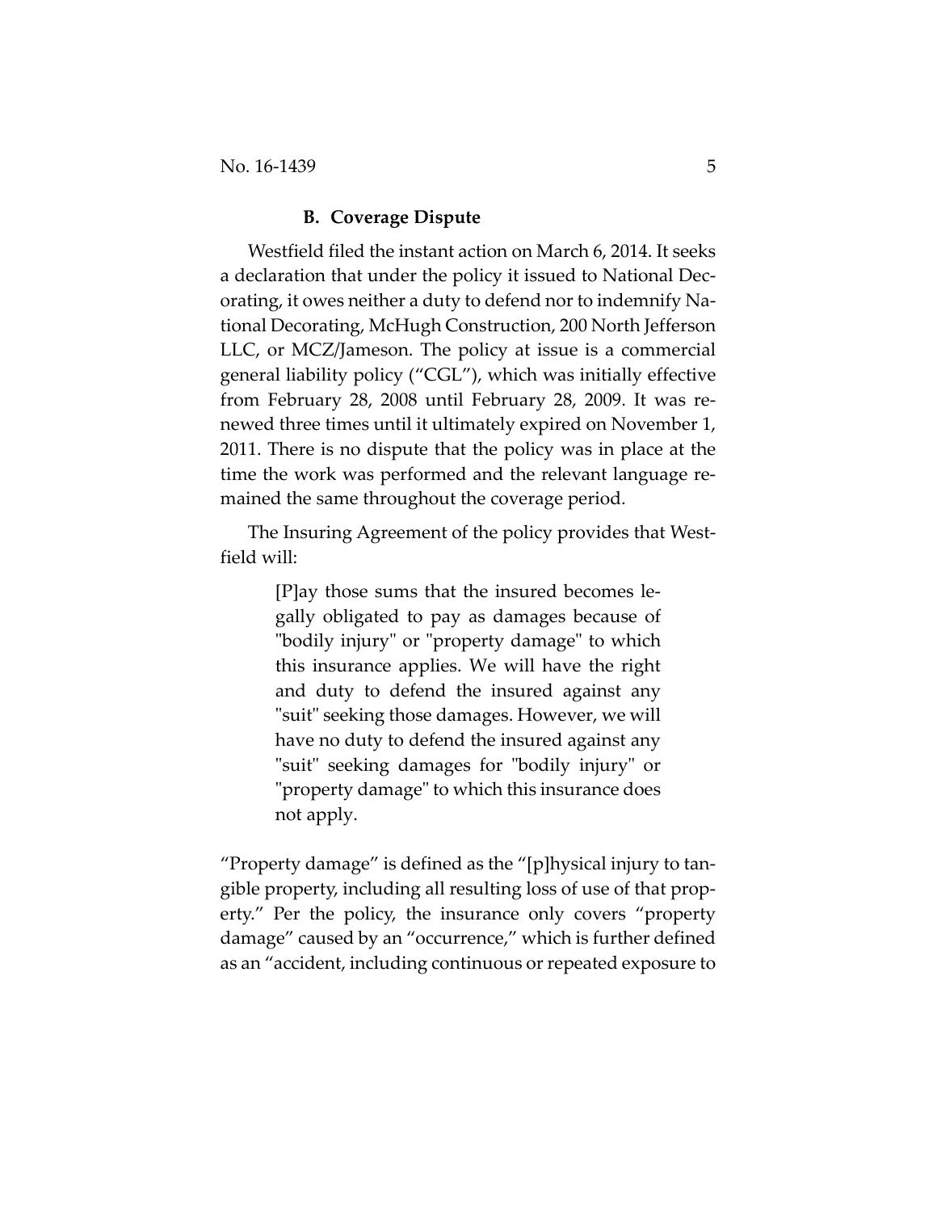### B. Coverage Dispute

Westfield filed the instant action on March 6, 2014. It seeks a declaration that under the policy it issued to National Decorating, it owes neither a duty to defend nor to indemnify National Decorating, McHugh Construction, 200 North Jefferson LLC, or MCZ/Jameson. The policy at issue is a commercial general liability policy ("CGL"), which was initially effective from February 28, 2008 until February 28, 2009. It was renewed three times until it ultimately expired on November 1, 2011. There is no dispute that the policy was in place at the time the work was performed and the relevant language remained the same throughout the coverage period.

The Insuring Agreement of the policy provides that Westfield will:

> [P]ay those sums that the insured becomes legally obligated to pay as damages because of "bodily injury" or "property damage" to which this insurance applies. We will have the right and duty to defend the insured against any "suit" seeking those damages. However, we will have no duty to defend the insured against any "suit" seeking damages for "bodily injury" or "property damage" to which this insurance does not apply.

"Property damage" is defined as the "[p]hysical injury to tangible property, including all resulting loss of use of that property." Per the policy, the insurance only covers "property damage" caused by an "occurrence," which is further defined as an "accident, including continuous or repeated exposure to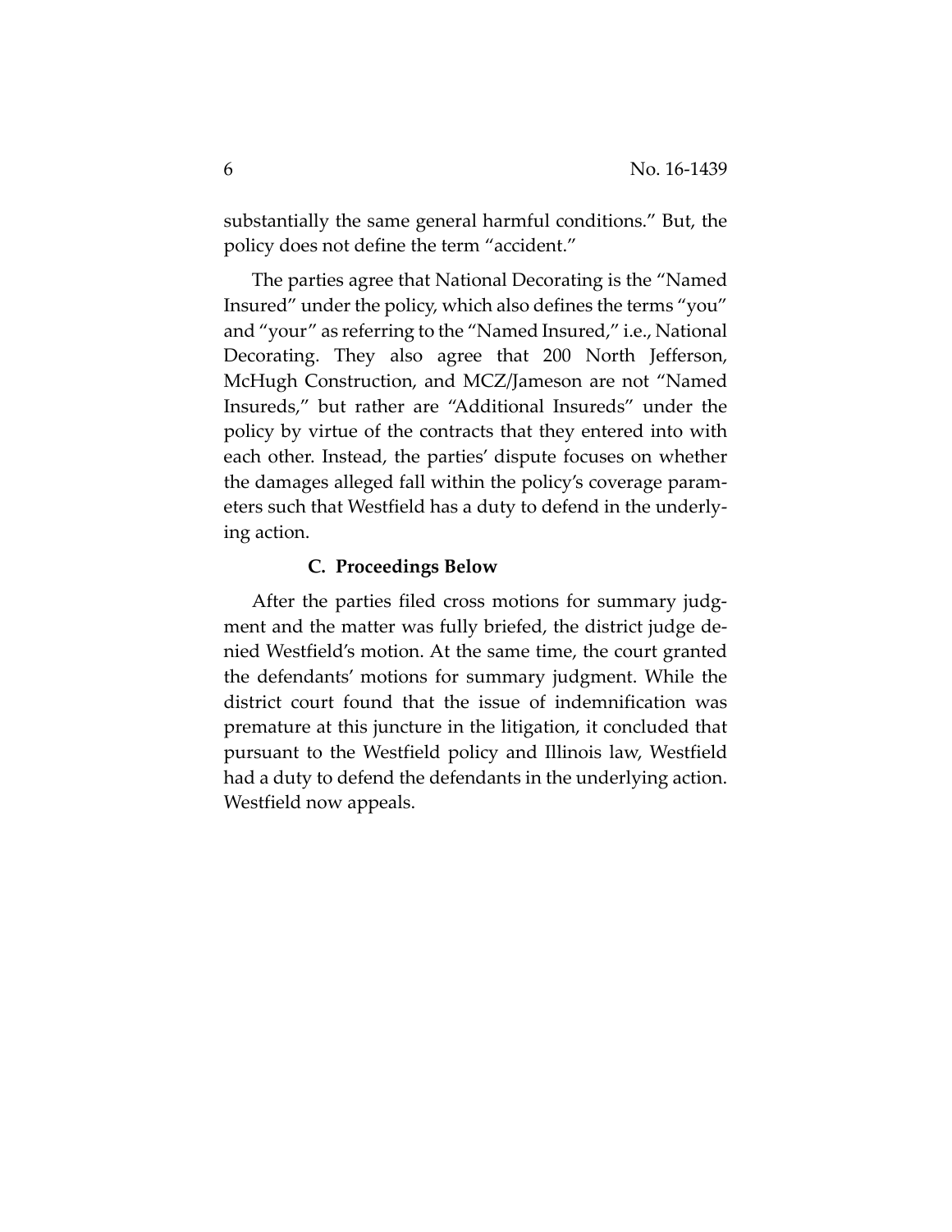substantially the same general harmful conditions." But, the policy does not define the term "accident."

The parties agree that National Decorating is the "Named Insured" under the policy, which also defines the terms "you" and "your" as referring to the "Named Insured," i.e., National Decorating. They also agree that 200 North Jefferson, McHugh Construction, and MCZ/Jameson are not "Named Insureds," but rather are "Additional Insureds" under the policy by virtue of the contracts that they entered into with each other. Instead, the parties' dispute focuses on whether the damages alleged fall within the policy's coverage parameters such that Westfield has a duty to defend in the underlying action.

### C. Proceedings Below

After the parties filed cross motions for summary judgment and the matter was fully briefed, the district judge denied Westfield's motion. At the same time, the court granted the defendants' motions for summary judgment. While the district court found that the issue of indemnification was premature at this juncture in the litigation, it concluded that pursuant to the Westfield policy and Illinois law, Westfield had a duty to defend the defendants in the underlying action. Westfield now appeals.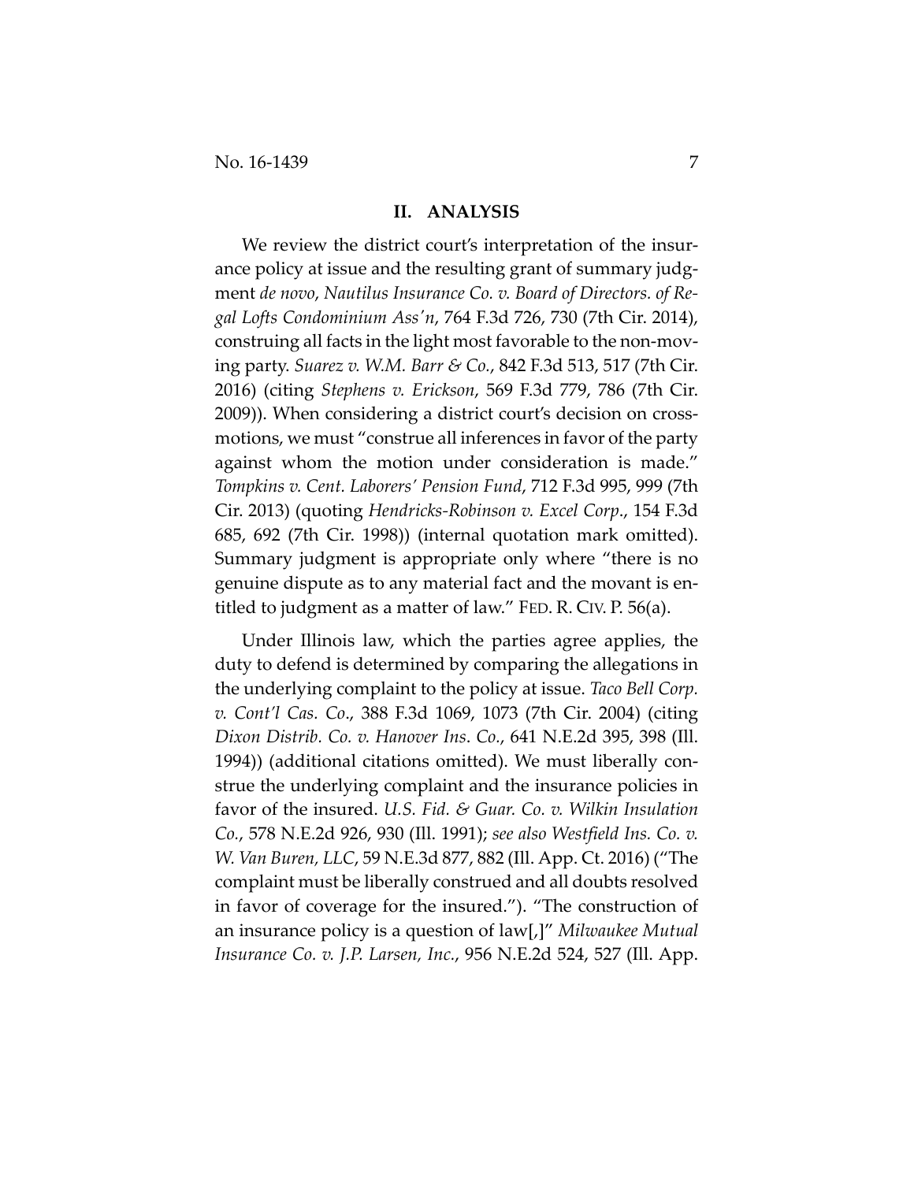## II. ANALYSIS

We review the district court's interpretation of the insurance policy at issue and the resulting grant of summary judgment *de novo*, *Nautilus Insurance Co. v. Board of Directors. of Regal Lofts Condominium Ass'n*, 764 F.3d 726, 730 (7th Cir. 2014), construing all facts in the light most favorable to the non-moving party. *Suarez v. W.M. Barr & Co.*, 842 F.3d 513, 517 (7th Cir. 2016) (citing *Stephens v. Erickson*, 569 F.3d 779, 786 (7th Cir. 2009)). When considering a district court's decision on cross-motions, we must "construe all inferences in favor of the party against whom the motion under consideration is made." *Tompkins v. Cent. Laborers' Pension Fund*, 712 F.3d 995, 999 (7th Cir. 2013) (quoting *Hendricks-Robinson v. Excel Corp.*, 154 F.3d 685, 692 (7th Cir. 1998)) (internal quotation mark omitted). Summary judgment is appropriate only where "there is no genuine dispute as to any material fact and the movant is entitled to judgment as a matter of law." FED. R. CIV. P. 56(a).

Under Illinois law, which the parties agree applies, the duty to defend is determined by comparing the allegations in the underlying complaint to the policy at issue. *Taco Bell Corp. v. Cont'l Cas. Co.*, 388 F.3d 1069, 1073 (7th Cir. 2004) (citing *Dixon Distrib. Co. v. Hanover Ins. Co.*, 641 N.E.2d 395, 398 (Ill. 1994)) (additional citations omitted). We must liberally construe the underlying complaint and the insurance policies in favor of the insured. *U.S. Fid. & Guar. Co. v. Wilkin Insulation Co.*, 578 N.E.2d 926, 930 (Ill. 1991); *see also Westfield Ins. Co. v. W. Van Buren, LLC*, 59 N.E.3d 877, 882 (Ill. App. Ct. 2016) ("The complaint must be liberally construed and all doubts resolved in favor of coverage for the insured."). "The construction of an insurance policy is a question of law[,]" *Milwaukee Mutual Insurance Co. v. J.P. Larsen, Inc.*, 956 N.E.2d 524, 527 (Ill. App.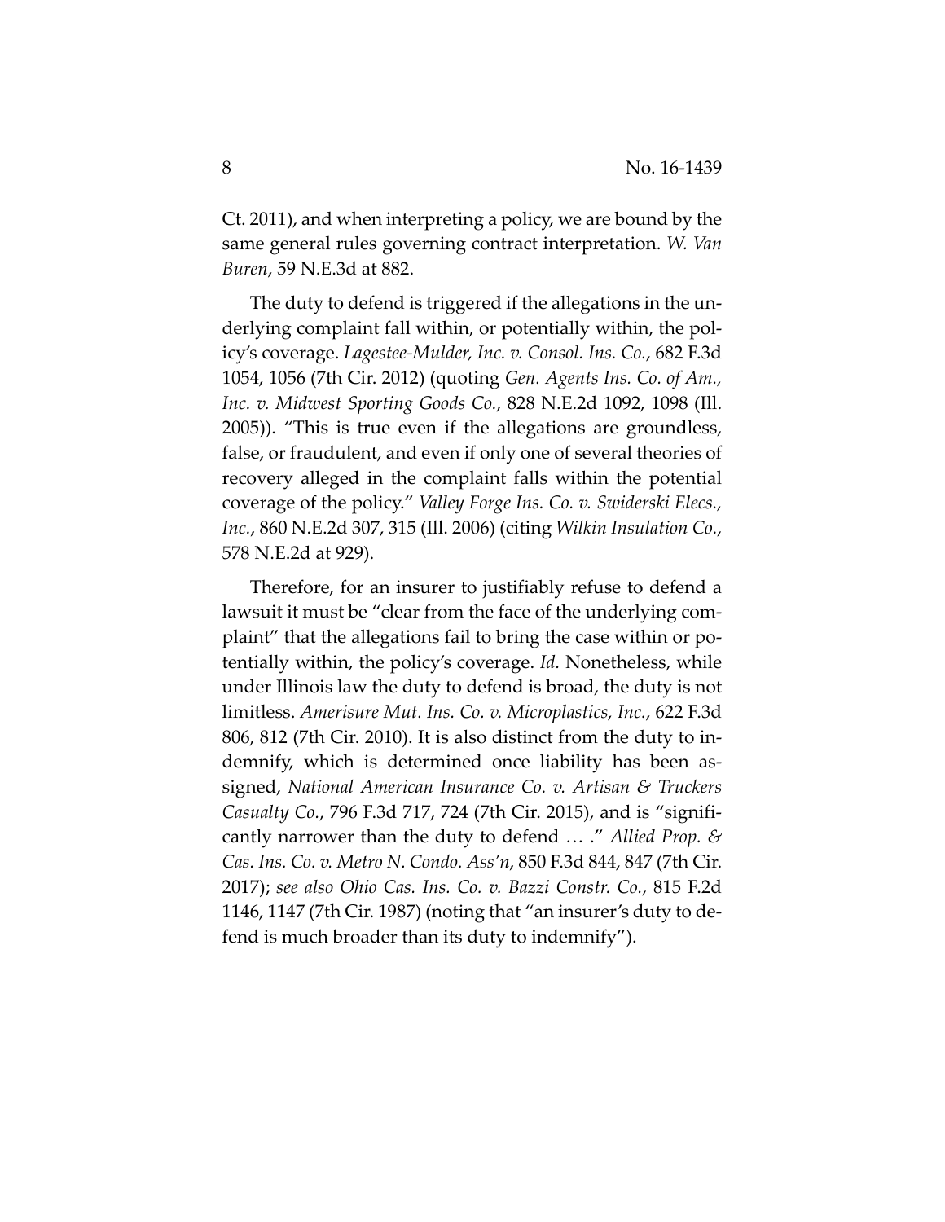Ct. 2011), and when interpreting a policy, we are bound by the same general rules governing contract interpretation. *W. Van Buren*, 59 N.E.3d at 882.

The duty to defend is triggered if the allegations in the underlying complaint fall within, or potentially within, the policy's coverage. *Lagestee-Mulder, Inc. v. Consol. Ins. Co.*, 682 F.3d 1054, 1056 (7th Cir. 2012) (quoting *Gen. Agents Ins. Co. of Am., Inc. v. Midwest Sporting Goods Co.*, 828 N.E.2d 1092, 1098 (Ill. 2005)). "This is true even if the allegations are groundless, false, or fraudulent, and even if only one of several theories of recovery alleged in the complaint falls within the potential coverage of the policy." *Valley Forge Ins. Co. v. Swiderski Elecs., Inc.*, 860 N.E.2d 307, 315 (Ill. 2006) (citing *Wilkin Insulation Co.*, 578 N.E.2d at 929).

Therefore, for an insurer to justifiably refuse to defend a lawsuit it must be "clear from the face of the underlying complaint" that the allegations fail to bring the case within or potentially within, the policy's coverage. *Id.* Nonetheless, while under Illinois law the duty to defend is broad, the duty is not limitless. *Amerisure Mut. Ins. Co. v. Microplastics, Inc.*, 622 F.3d 806, 812 (7th Cir. 2010). It is also distinct from the duty to indemnify, which is determined once liability has been assigned, *National American Insurance Co. v. Artisan & Truckers Casualty Co.*, 796 F.3d 717, 724 (7th Cir. 2015), and is "significantly narrower than the duty to defend … ." *Allied Prop. & Cas. Ins. Co. v. Metro N. Condo. Ass'n*, 850 F.3d 844, 847 (7th Cir. 2017); *see also Ohio Cas. Ins. Co. v. Bazzi Constr. Co.*, 815 F.2d 1146, 1147 (7th Cir. 1987) (noting that "an insurer's duty to defend is much broader than its duty to indemnify").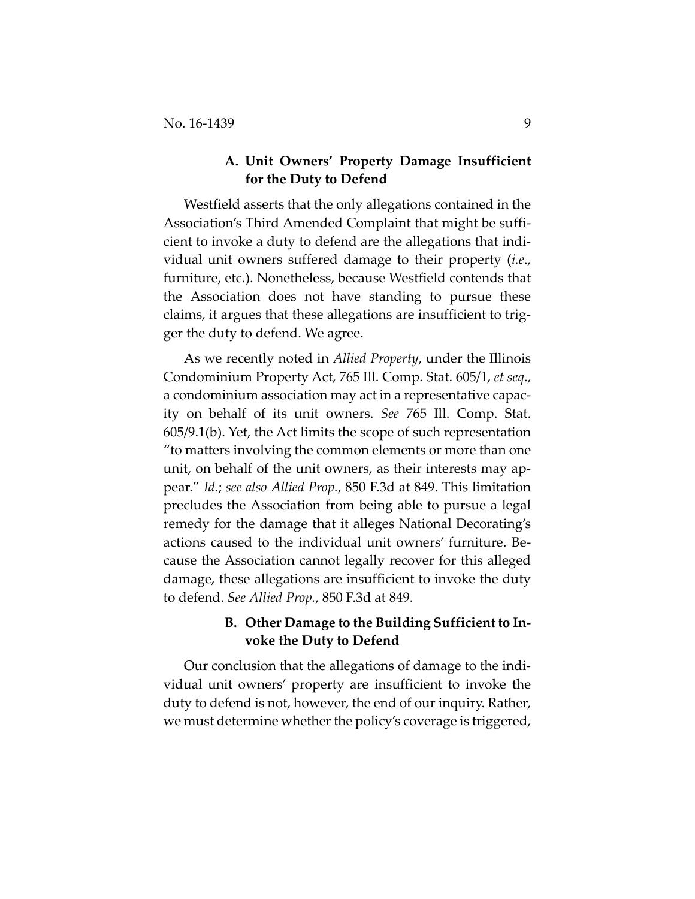### A. Unit Owners' Property Damage Insufficient for the Duty to Defend

Westfield asserts that the only allegations contained in the Association's Third Amended Complaint that might be sufficient to invoke a duty to defend are the allegations that individual unit owners suffered damage to their property (*i.e.*, furniture, etc.). Nonetheless, because Westfield contends that the Association does not have standing to pursue these claims, it argues that these allegations are insufficient to trigger the duty to defend. We agree.

As we recently noted in *Allied Property*, under the Illinois Condominium Property Act, 765 Ill. Comp. Stat. 605/1, *et seq.*, a condominium association may act in a representative capacity on behalf of its unit owners. *See* 765 Ill. Comp. Stat. 605/9.1(b). Yet, the Act limits the scope of such representation "to matters involving the common elements or more than one unit, on behalf of the unit owners, as their interests may appear." *Id.*; *see also Allied Prop.*, 850 F.3d at 849. This limitation precludes the Association from being able to pursue a legal remedy for the damage that it alleges National Decorating's actions caused to the individual unit owners' furniture. Because the Association cannot legally recover for this alleged damage, these allegations are insufficient to invoke the duty to defend. *See Allied Prop.*, 850 F.3d at 849.

### B. Other Damage to the Building Sufficient to Invoke the Duty to Defend

Our conclusion that the allegations of damage to the individual unit owners' property are insufficient to invoke the duty to defend is not, however, the end of our inquiry. Rather, we must determine whether the policy's coverage is triggered,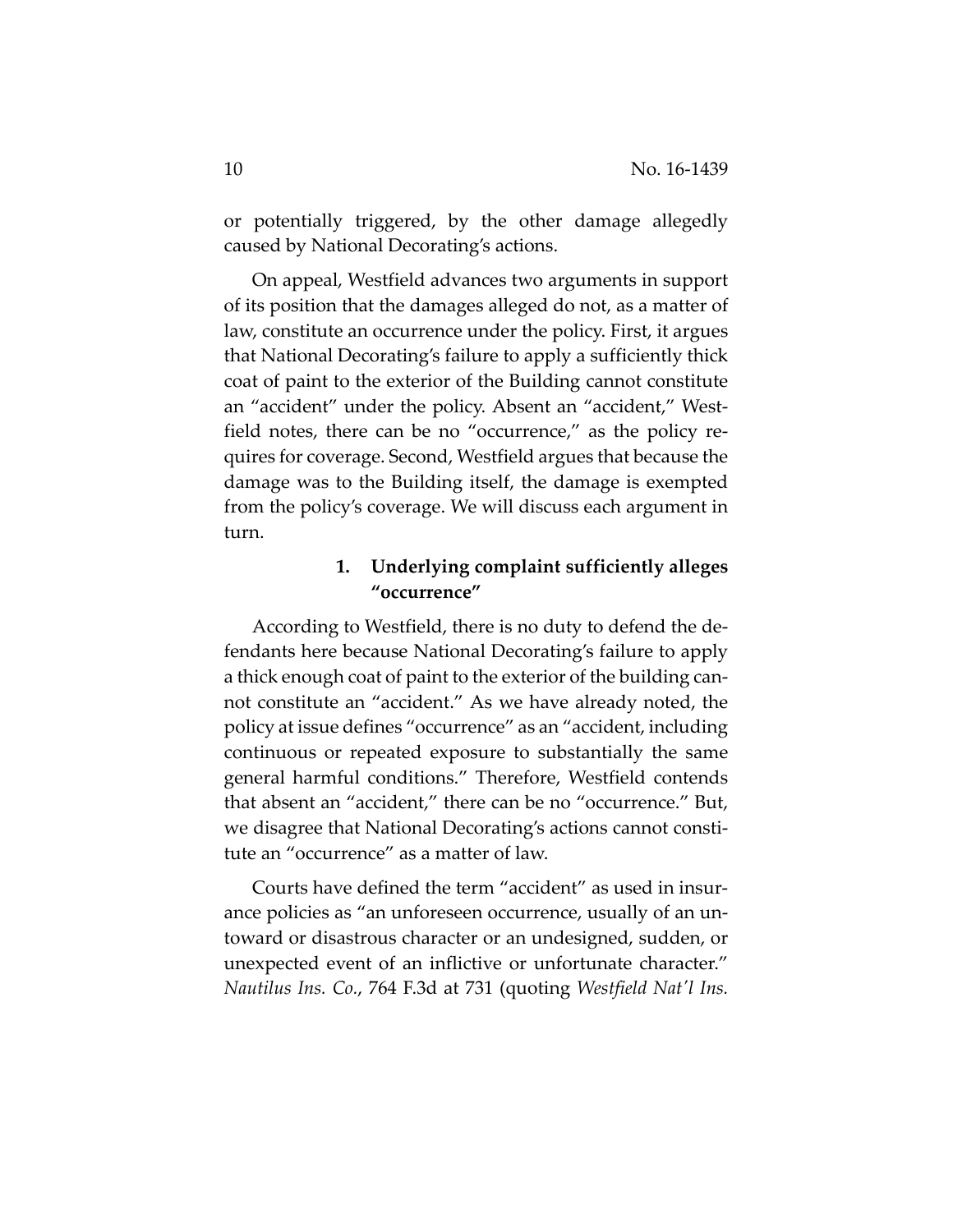or potentially triggered, by the other damage allegedly caused by National Decorating's actions.

On appeal, Westfield advances two arguments in support of its position that the damages alleged do not, as a matter of law, constitute an occurrence under the policy. First, it argues that National Decorating's failure to apply a sufficiently thick coat of paint to the exterior of the Building cannot constitute an "accident" under the policy. Absent an "accident," Westfield notes, there can be no "occurrence," as the policy requires for coverage. Second, Westfield argues that because the damage was to the Building itself, the damage is exempted from the policy's coverage. We will discuss each argument in turn.

### 1. Underlying complaint sufficiently alleges "occurrence"

According to Westfield, there is no duty to defend the defendants here because National Decorating's failure to apply a thick enough coat of paint to the exterior of the building cannot constitute an "accident." As we have already noted, the policy at issue defines "occurrence" as an "accident, including continuous or repeated exposure to substantially the same general harmful conditions." Therefore, Westfield contends that absent an "accident," there can be no "occurrence." But, we disagree that National Decorating's actions cannot constitute an "occurrence" as a matter of law.

Courts have defined the term "accident" as used in insurance policies as "an unforeseen occurrence, usually of an untoward or disastrous character or an undesigned, sudden, or unexpected event of an inflictive or unfortunate character." *Nautilus Ins. Co.*, 764 F.3d at 731 (quoting *Westfield Nat'l Ins.*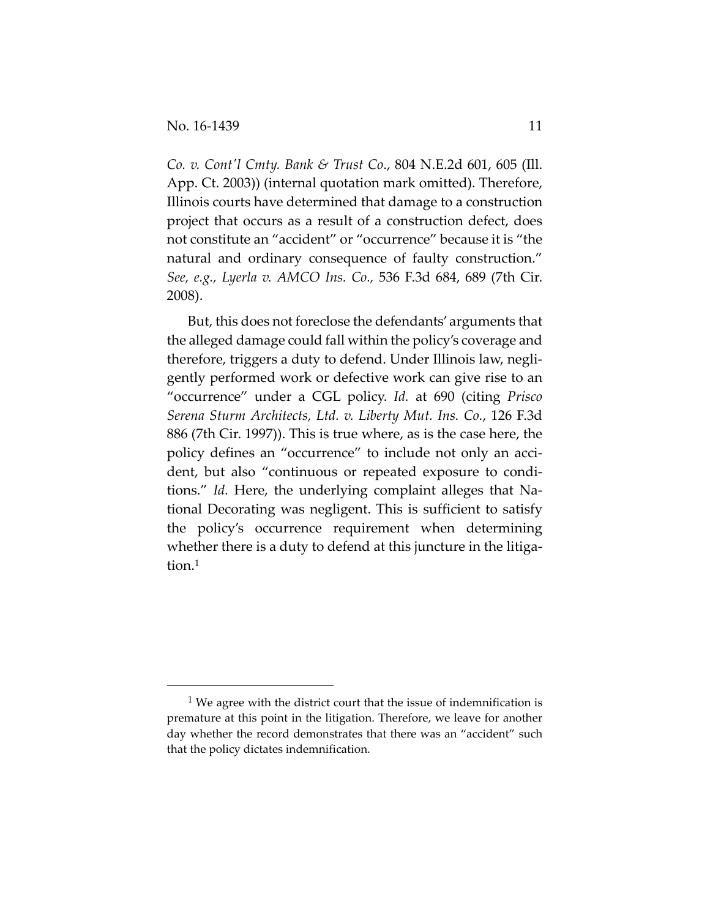*Co. v. Cont'l Cmty. Bank & Trust Co.*, 804 N.E.2d 601, 605 (Ill. App. Ct. 2003)) (internal quotation mark omitted). Therefore, Illinois courts have determined that damage to a construction project that occurs as a result of a construction defect, does not constitute an "accident" or "occurrence" because it is "the natural and ordinary consequence of faulty construction." *See, e.g., Lyerla v. AMCO Ins. Co.,* 536 F.3d 684, 689 (7th Cir. 2008).

But, this does not foreclose the defendants' arguments that the alleged damage could fall within the policy's coverage and therefore, triggers a duty to defend. Under Illinois law, negligently performed work or defective work can give rise to an "occurrence" under a CGL policy. *Id.* at 690 (citing *Prisco Serena Sturm Architects, Ltd. v. Liberty Mut. Ins. Co.*, 126 F.3d 886 (7th Cir. 1997)). This is true where, as is the case here, the policy defines an "occurrence" to include not only an accident, but also "continuous or repeated exposure to conditions." *Id.* Here, the underlying complaint alleges that National Decorating was negligent. This is sufficient to satisfy the policy's occurrence requirement when determining whether there is a duty to defend at this juncture in the litigation.[1]

[1] We agree with the district court that the issue of indemnification is premature at this point in the litigation. Therefore, we leave for another day whether the record demonstrates that there was an "accident" such that the policy dictates indemnification.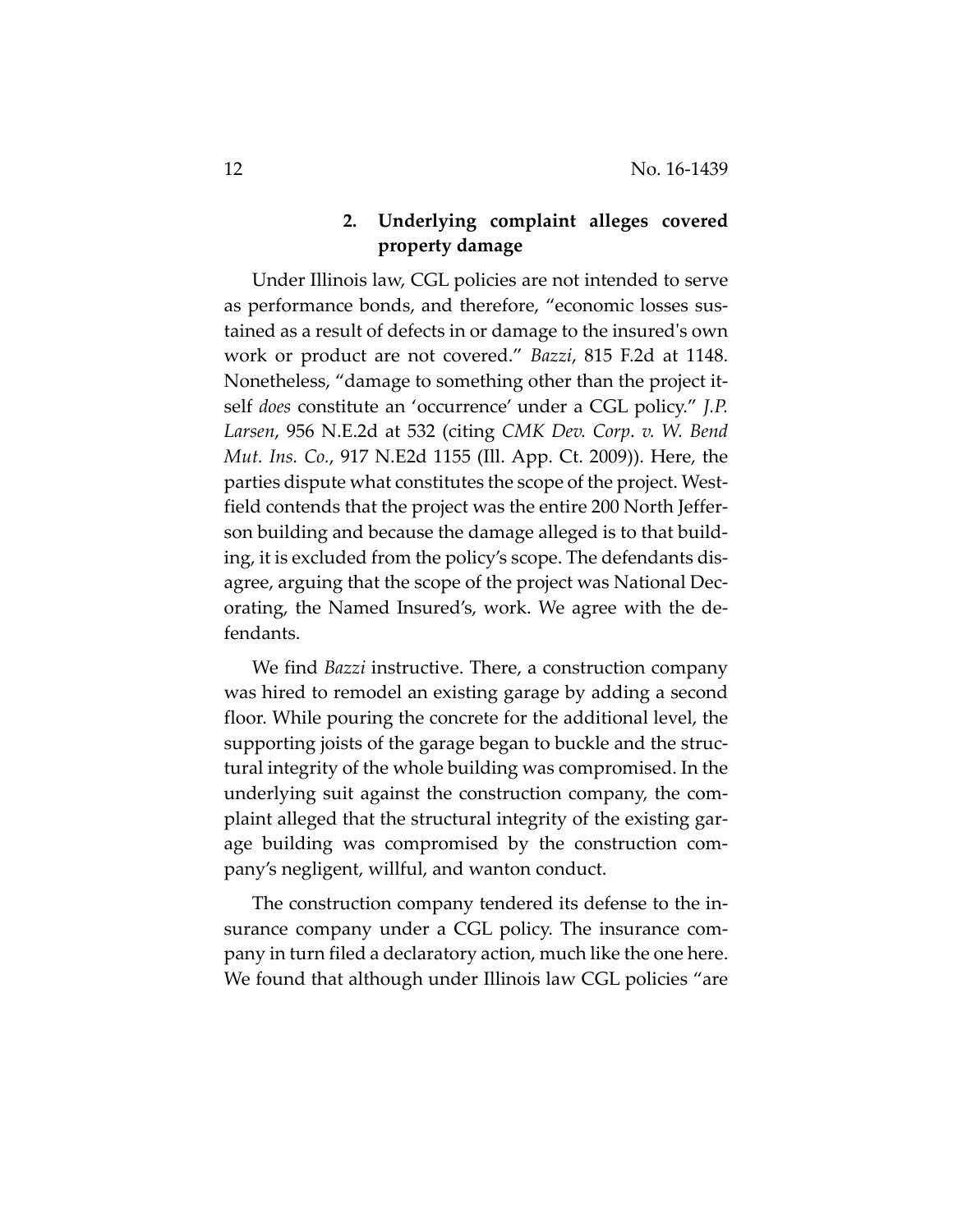### 2. Underlying complaint alleges covered property damage

Under Illinois law, CGL policies are not intended to serve as performance bonds, and therefore, "economic losses sustained as a result of defects in or damage to the insured's own work or product are not covered." *Bazzi*, 815 F.2d at 1148. Nonetheless, "damage to something other than the project itself *does* constitute an 'occurrence' under a CGL policy." *J.P. Larsen*, 956 N.E.2d at 532 (citing *CMK Dev. Corp. v. W. Bend Mut. Ins. Co.*, 917 N.E2d 1155 (Ill. App. Ct. 2009)). Here, the parties dispute what constitutes the scope of the project. Westfield contends that the project was the entire 200 North Jefferson building and because the damage alleged is to that building, it is excluded from the policy's scope. The defendants disagree, arguing that the scope of the project was National Decorating, the Named Insured's, work. We agree with the defendants.

We find *Bazzi* instructive. There, a construction company was hired to remodel an existing garage by adding a second floor. While pouring the concrete for the additional level, the supporting joists of the garage began to buckle and the structural integrity of the whole building was compromised. In the underlying suit against the construction company, the complaint alleged that the structural integrity of the existing garage building was compromised by the construction company's negligent, willful, and wanton conduct.

The construction company tendered its defense to the insurance company under a CGL policy. The insurance company in turn filed a declaratory action, much like the one here. We found that although under Illinois law CGL policies "are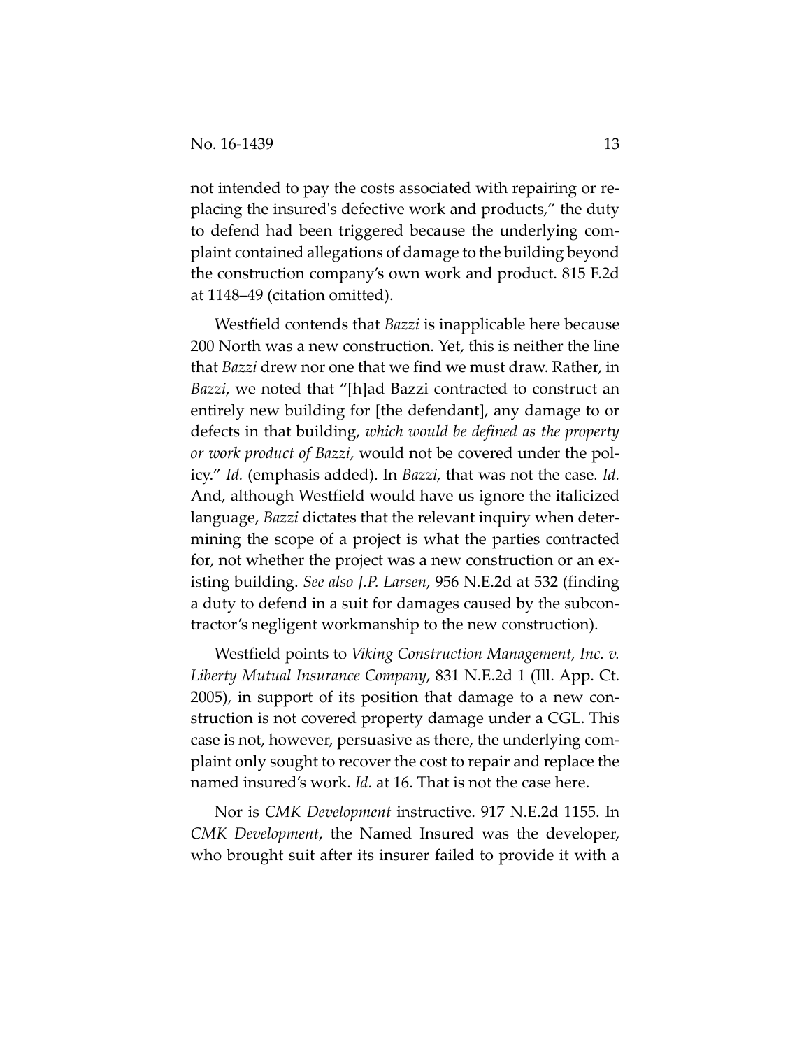not intended to pay the costs associated with repairing or replacing the insured's defective work and products," the duty to defend had been triggered because the underlying complaint contained allegations of damage to the building beyond the construction company's own work and product. 815 F.2d at 1148–49 (citation omitted).

Westfield contends that *Bazzi* is inapplicable here because 200 North was a new construction. Yet, this is neither the line that *Bazzi* drew nor one that we find we must draw. Rather, in *Bazzi*, we noted that "[h]ad Bazzi contracted to construct an entirely new building for [the defendant], any damage to or defects in that building, *which would be defined as the property or work product of Bazzi*, would not be covered under the policy." *Id.* (emphasis added). In *Bazzi*, that was not the case. *Id.* And, although Westfield would have us ignore the italicized language, *Bazzi* dictates that the relevant inquiry when determining the scope of a project is what the parties contracted for, not whether the project was a new construction or an existing building. *See also J.P. Larsen*, 956 N.E.2d at 532 (finding a duty to defend in a suit for damages caused by the subcontractor's negligent workmanship to the new construction).

Westfield points to *Viking Construction Management, Inc. v. Liberty Mutual Insurance Company*, 831 N.E.2d 1 (Ill. App. Ct. 2005), in support of its position that damage to a new construction is not covered property damage under a CGL. This case is not, however, persuasive as there, the underlying complaint only sought to recover the cost to repair and replace the named insured's work. *Id.* at 16. That is not the case here.

Nor is *CMK Development* instructive. 917 N.E.2d 1155. In *CMK Development*, the Named Insured was the developer, who brought suit after its insurer failed to provide it with a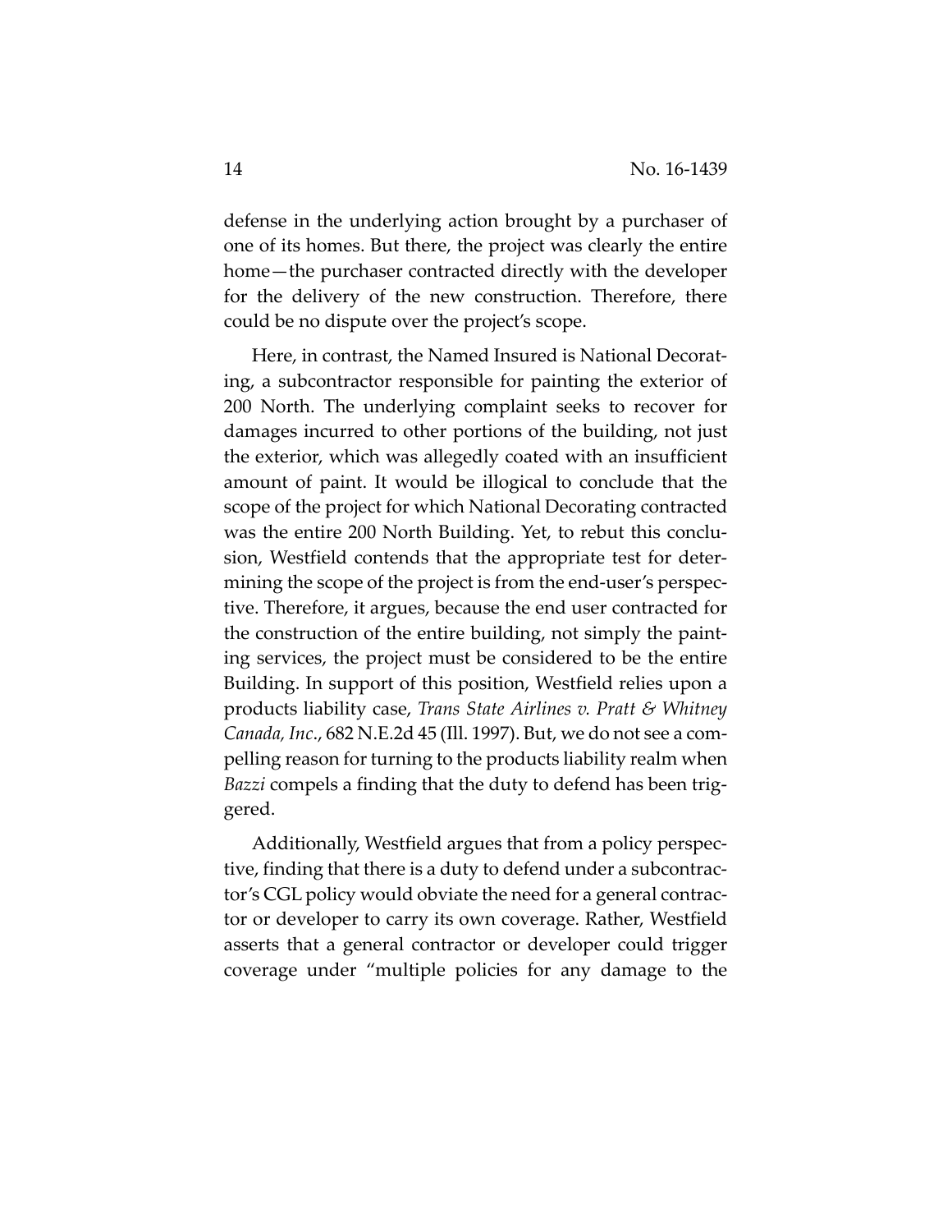defense in the underlying action brought by a purchaser of one of its homes. But there, the project was clearly the entire home—the purchaser contracted directly with the developer for the delivery of the new construction. Therefore, there could be no dispute over the project's scope.

Here, in contrast, the Named Insured is National Decorating, a subcontractor responsible for painting the exterior of 200 North. The underlying complaint seeks to recover for damages incurred to other portions of the building, not just the exterior, which was allegedly coated with an insufficient amount of paint. It would be illogical to conclude that the scope of the project for which National Decorating contracted was the entire 200 North Building. Yet, to rebut this conclusion, Westfield contends that the appropriate test for determining the scope of the project is from the end-user's perspective. Therefore, it argues, because the end user contracted for the construction of the entire building, not simply the painting services, the project must be considered to be the entire Building. In support of this position, Westfield relies upon a products liability case, *Trans State Airlines v. Pratt & Whitney Canada, Inc.*, 682 N.E.2d 45 (Ill. 1997). But, we do not see a compelling reason for turning to the products liability realm when *Bazzi* compels a finding that the duty to defend has been triggered.

Additionally, Westfield argues that from a policy perspective, finding that there is a duty to defend under a subcontractor's CGL policy would obviate the need for a general contractor or developer to carry its own coverage. Rather, Westfield asserts that a general contractor or developer could trigger coverage under "multiple policies for any damage to the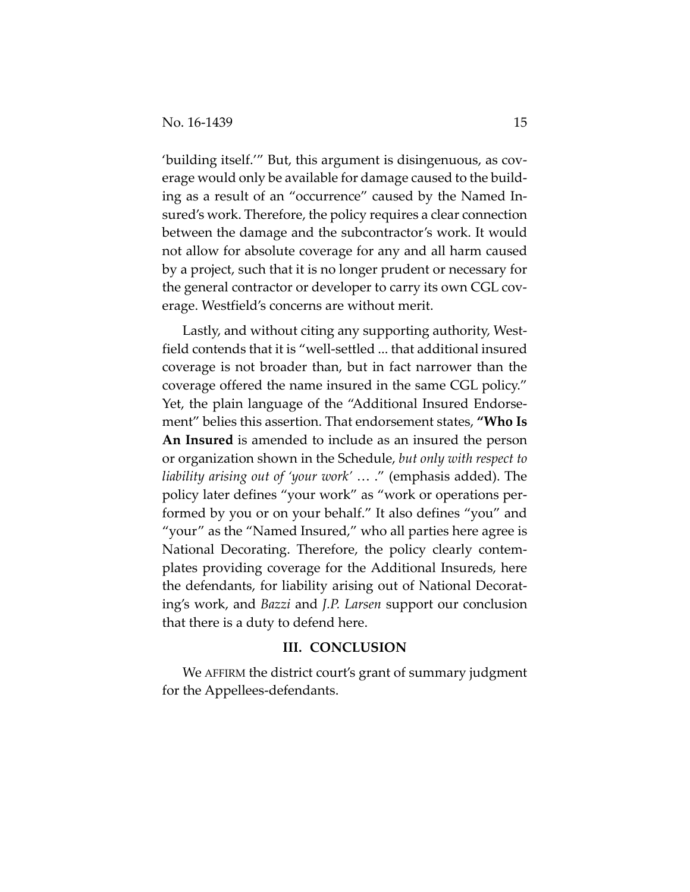'building itself.'" But, this argument is disingenuous, as coverage would only be available for damage caused to the building as a result of an "occurrence" caused by the Named Insured's work. Therefore, the policy requires a clear connection between the damage and the subcontractor's work. It would not allow for absolute coverage for any and all harm caused by a project, such that it is no longer prudent or necessary for the general contractor or developer to carry its own CGL coverage. Westfield's concerns are without merit.

Lastly, and without citing any supporting authority, Westfield contends that it is "well-settled ... that additional insured coverage is not broader than, but in fact narrower than the coverage offered the name insured in the same CGL policy." Yet, the plain language of the "Additional Insured Endorsement" belies this assertion. That endorsement states, **"Who Is An Insured** is amended to include as an insured the person or organization shown in the Schedule, *but only with respect to liability arising out of 'your work'* … ." (emphasis added). The policy later defines "your work" as "work or operations performed by you or on your behalf." It also defines "you" and "your" as the "Named Insured," who all parties here agree is National Decorating. Therefore, the policy clearly contemplates providing coverage for the Additional Insureds, here the defendants, for liability arising out of National Decorating's work, and *Bazzi* and *J.P. Larsen* support our conclusion that there is a duty to defend here.

## III. CONCLUSION

We AFFIRM the district court's grant of summary judgment for the Appellees-defendants.